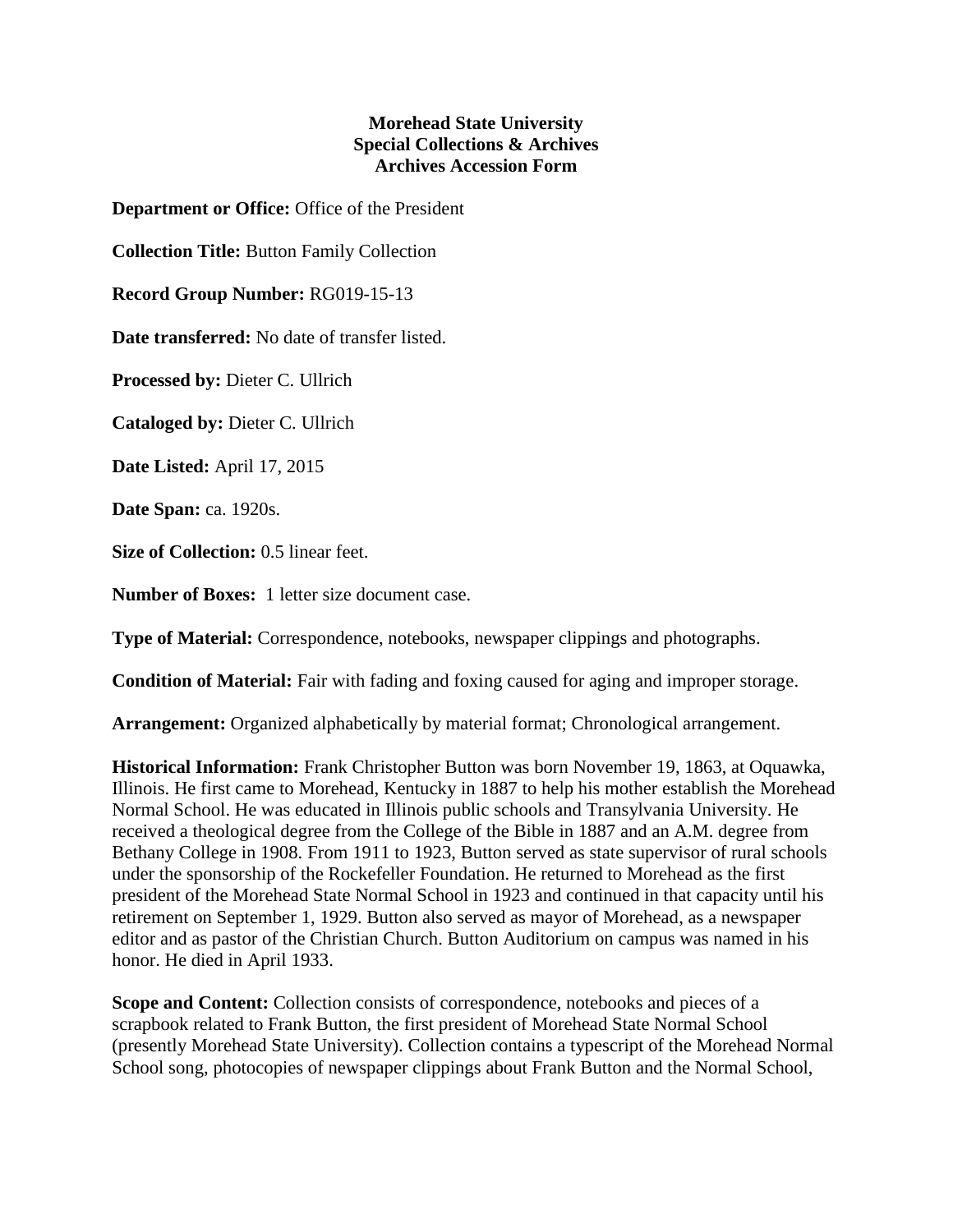**Morehead State University**
**Special Collections & Archives**
**Archives Accession Form**

**Department or Office:** Office of the President

**Collection Title:** Button Family Collection

**Record Group Number:** RG019-15-13

**Date transferred:** No date of transfer listed.

**Processed by:** Dieter C. Ullrich

**Cataloged by:** Dieter C. Ullrich

**Date Listed:** April 17, 2015

**Date Span:** ca. 1920s.

**Size of Collection:** 0.5 linear feet.

**Number of Boxes:** 1 letter size document case.

**Type of Material:** Correspondence, notebooks, newspaper clippings and photographs.

**Condition of Material:** Fair with fading and foxing caused for aging and improper storage.

**Arrangement:** Organized alphabetically by material format; Chronological arrangement.

**Historical Information:** Frank Christopher Button was born November 19, 1863, at Oquawka, Illinois. He first came to Morehead, Kentucky in 1887 to help his mother establish the Morehead Normal School. He was educated in Illinois public schools and Transylvania University. He received a theological degree from the College of the Bible in 1887 and an A.M. degree from Bethany College in 1908. From 1911 to 1923, Button served as state supervisor of rural schools under the sponsorship of the Rockefeller Foundation. He returned to Morehead as the first president of the Morehead State Normal School in 1923 and continued in that capacity until his retirement on September 1, 1929. Button also served as mayor of Morehead, as a newspaper editor and as pastor of the Christian Church. Button Auditorium on campus was named in his honor. He died in April 1933.

**Scope and Content:** Collection consists of correspondence, notebooks and pieces of a scrapbook related to Frank Button, the first president of Morehead State Normal School (presently Morehead State University). Collection contains a typescript of the Morehead Normal School song, photocopies of newspaper clippings about Frank Button and the Normal School,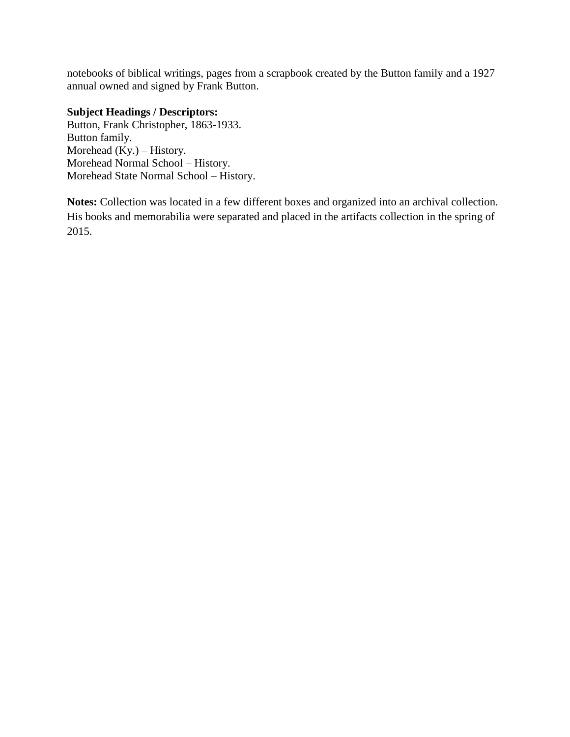notebooks of biblical writings, pages from a scrapbook created by the Button family and a 1927 annual owned and signed by Frank Button.

**Subject Headings / Descriptors:**
Button, Frank Christopher, 1863-1933.
Button family.
Morehead (Ky.) – History.
Morehead Normal School – History.
Morehead State Normal School – History.

**Notes:** Collection was located in a few different boxes and organized into an archival collection. His books and memorabilia were separated and placed in the artifacts collection in the spring of 2015.